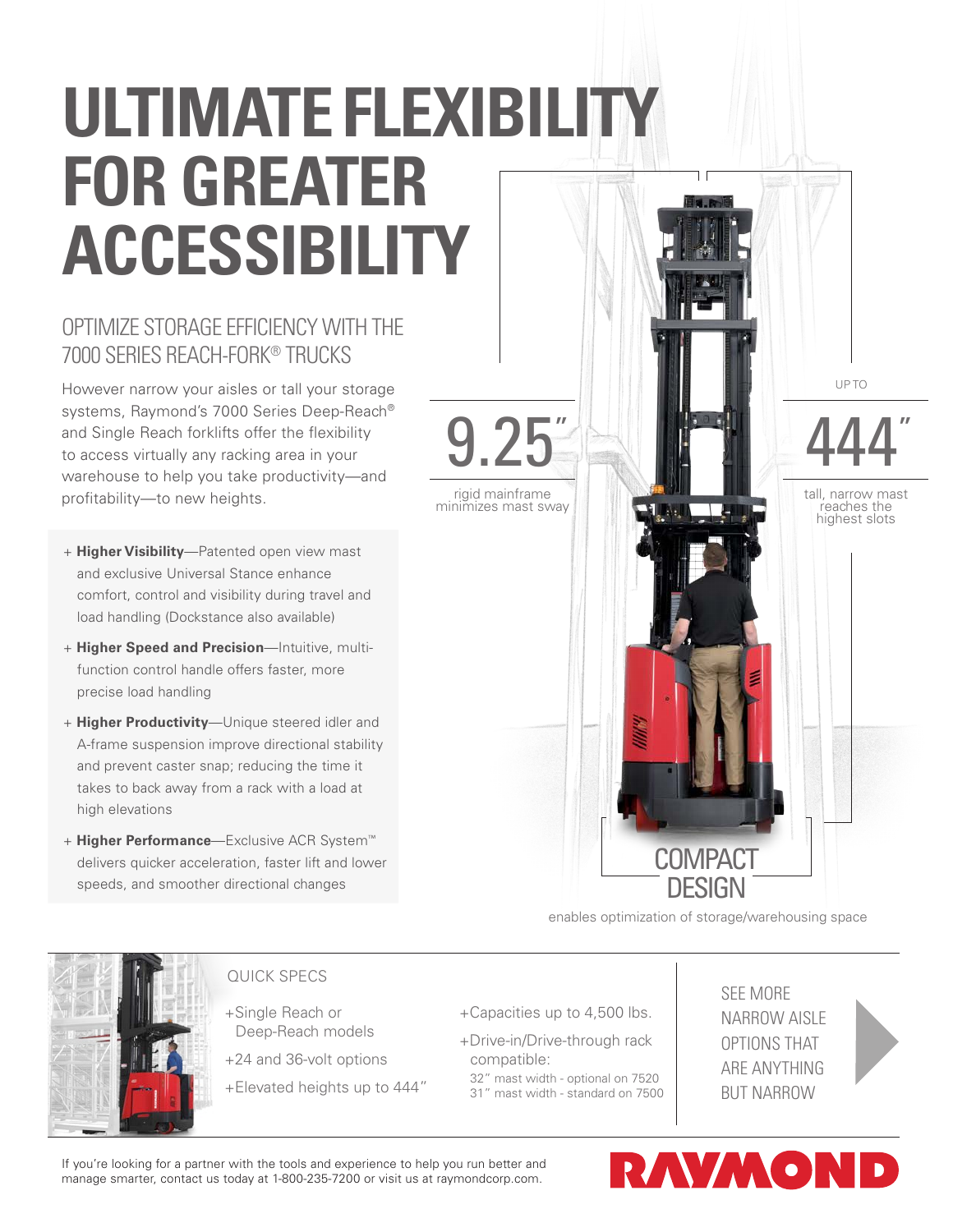# ULTIMATE FLEXIBILITY FOR GREATER ACCESSIBILITY

## OPTIMIZE STORAGE EFFICIENCY WITH THE 7000 SERIES REACH-FORK® TRUCKS

However narrow your aisles or tall your storage systems, Raymond's 7000 Series Deep-Reach® and Single Reach forklifts offer the flexibility to access virtually any racking area in your warehouse to help you take productivity—and profitability—to new heights.

- **Higher Visibility**—Patented open view mast and exclusive Universal Stance enhance comfort, control and visibility during travel and load handling (Dockstance also available)
- **Higher Speed and Precision**—Intuitive, multi-function control handle offers faster, more precise load handling
- **Higher Productivity**—Unique steered idler and A-frame suspension improve directional stability and prevent caster snap; reducing the time it takes to back away from a rack with a load at high elevations
- **Higher Performance**—Exclusive ACR System™ delivers quicker acceleration, faster lift and lower speeds, and smoother directional changes

**9.25"**
rigid mainframe minimizes mast sway

UP TO **444"**
tall, narrow mast reaches the highest slots

**COMPACT DESIGN**
enables optimization of storage/warehousing space

### QUICK SPECS

- Single Reach or Deep-Reach models
- 24 and 36-volt options
- Elevated heights up to 444"
- Capacities up to 4,500 lbs.
- Drive-in/Drive-through rack compatible:
  - 32" mast width - optional on 7520
  - 31" mast width - standard on 7500

SEE MORE NARROW AISLE OPTIONS THAT ARE ANYTHING BUT NARROW

If you're looking for a partner with the tools and experience to help you run better and manage smarter, contact us today at 1-800-235-7200 or visit us at raymondcorp.com.

RAYMOND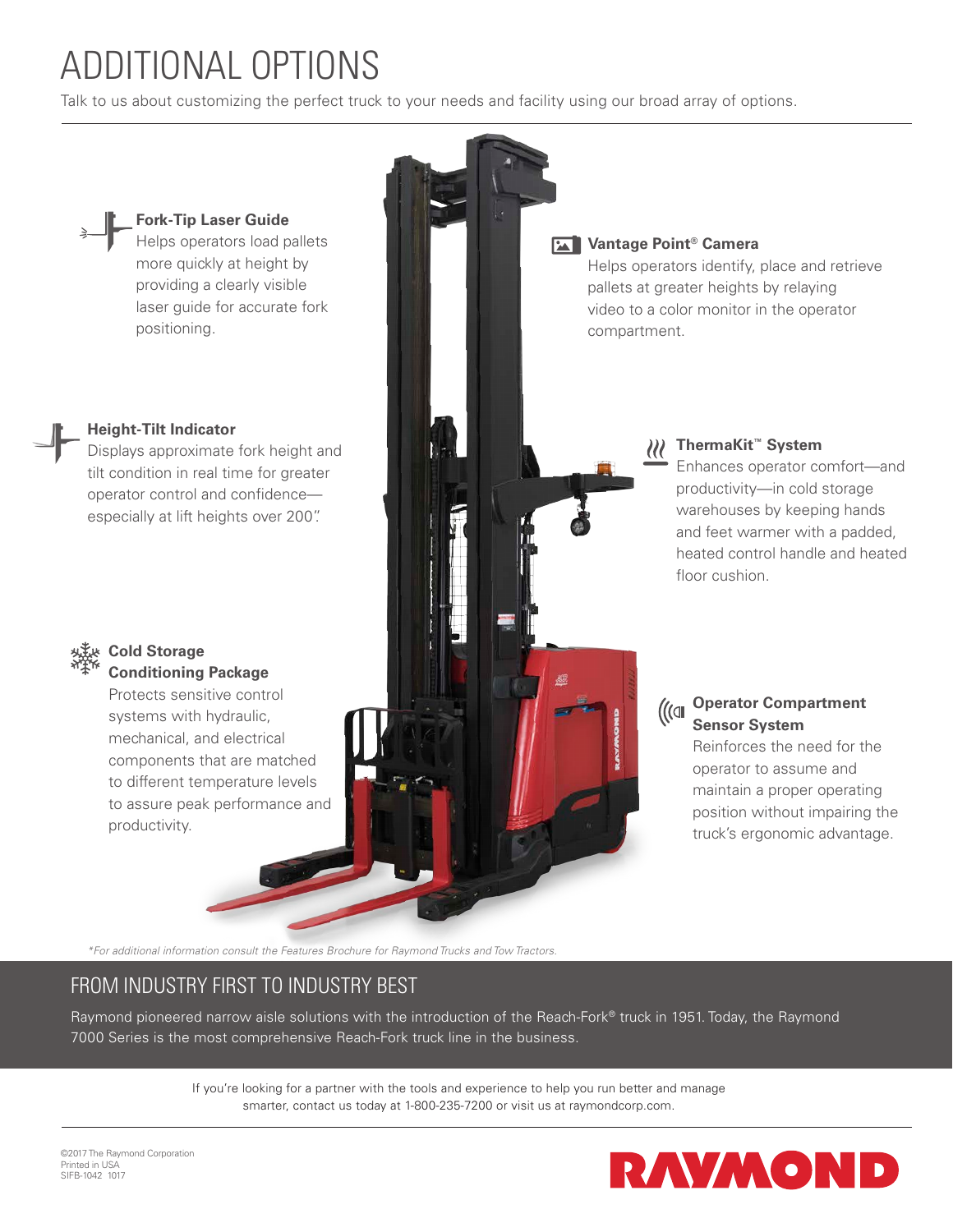# ADDITIONAL OPTIONS

Talk to us about customizing the perfect truck to your needs and facility using our broad array of options.

**Fork-Tip Laser Guide**
Helps operators load pallets more quickly at height by providing a clearly visible laser guide for accurate fork positioning.

**Height-Tilt Indicator**
Displays approximate fork height and tilt condition in real time for greater operator control and confidence—especially at lift heights over 200".

**Cold Storage Conditioning Package**
Protects sensitive control systems with hydraulic, mechanical, and electrical components that are matched to different temperature levels to assure peak performance and productivity.

**Vantage Point® Camera**
Helps operators identify, place and retrieve pallets at greater heights by relaying video to a color monitor in the operator compartment.

**ThermaKit™ System**
Enhances operator comfort—and productivity—in cold storage warehouses by keeping hands and feet warmer with a padded, heated control handle and heated floor cushion.

**Operator Compartment Sensor System**
Reinforces the need for the operator to assume and maintain a proper operating position without impairing the truck's ergonomic advantage.

*\*For additional information consult the Features Brochure for Raymond Trucks and Tow Tractors.*

## FROM INDUSTRY FIRST TO INDUSTRY BEST

Raymond pioneered narrow aisle solutions with the introduction of the Reach-Fork® truck in 1951. Today, the Raymond 7000 Series is the most comprehensive Reach-Fork truck line in the business.

If you're looking for a partner with the tools and experience to help you run better and manage smarter, contact us today at 1-800-235-7200 or visit us at raymondcorp.com.

©2017 The Raymond Corporation
Printed in USA
SIFB-1042 1017

RAYMOND